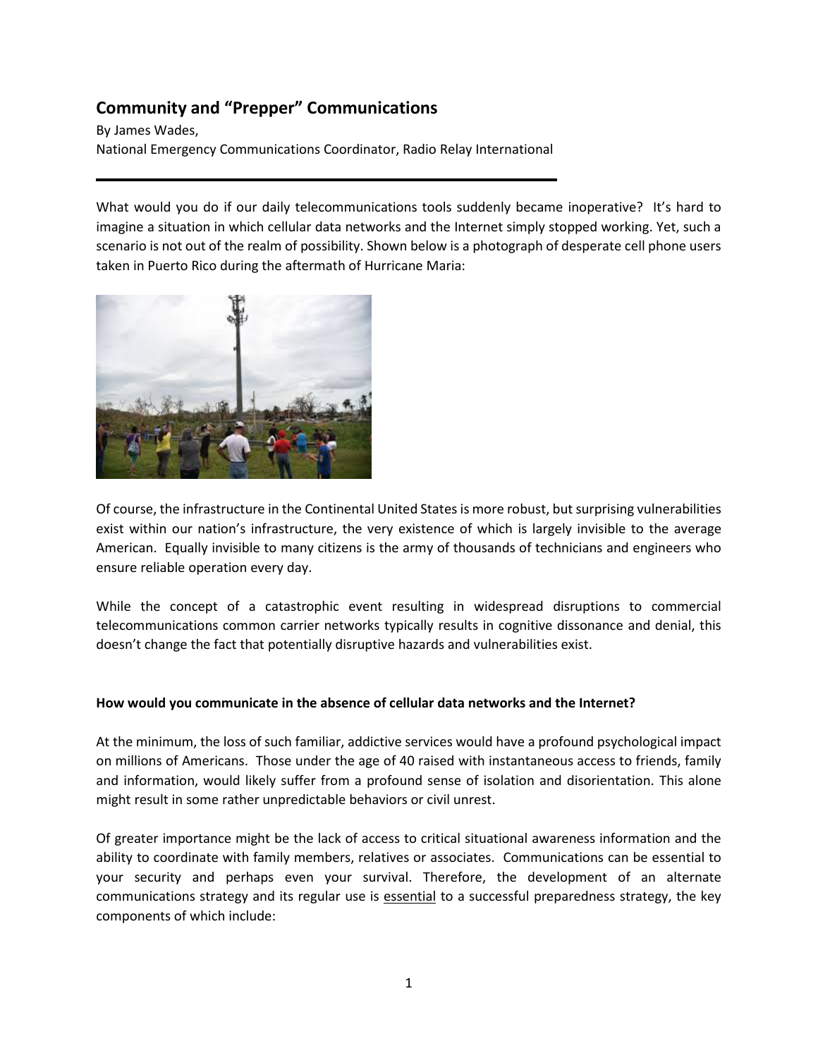## Community and "Prepper" Communications

By James Wades,
National Emergency Communications Coordinator, Radio Relay International

---

What would you do if our daily telecommunications tools suddenly became inoperative? It's hard to imagine a situation in which cellular data networks and the Internet simply stopped working. Yet, such a scenario is not out of the realm of possibility. Shown below is a photograph of desperate cell phone users taken in Puerto Rico during the aftermath of Hurricane Maria:

Of course, the infrastructure in the Continental United States is more robust, but surprising vulnerabilities exist within our nation's infrastructure, the very existence of which is largely invisible to the average American. Equally invisible to many citizens is the army of thousands of technicians and engineers who ensure reliable operation every day.

While the concept of a catastrophic event resulting in widespread disruptions to commercial telecommunications common carrier networks typically results in cognitive dissonance and denial, this doesn't change the fact that potentially disruptive hazards and vulnerabilities exist.

**How would you communicate in the absence of cellular data networks and the Internet?**

At the minimum, the loss of such familiar, addictive services would have a profound psychological impact on millions of Americans. Those under the age of 40 raised with instantaneous access to friends, family and information, would likely suffer from a profound sense of isolation and disorientation. This alone might result in some rather unpredictable behaviors or civil unrest.

Of greater importance might be the lack of access to critical situational awareness information and the ability to coordinate with family members, relatives or associates. Communications can be essential to your security and perhaps even your survival. Therefore, the development of an alternate communications strategy and its regular use is <u>essential</u> to a successful preparedness strategy, the key components of which include: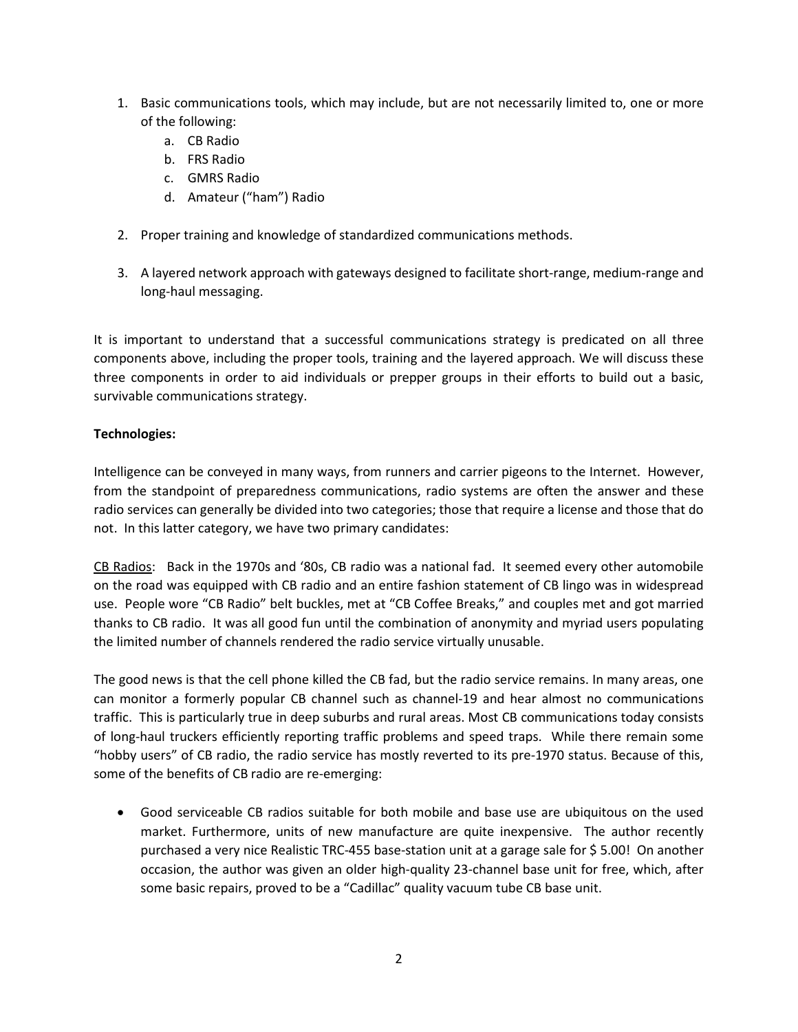1. Basic communications tools, which may include, but are not necessarily limited to, one or more of the following:
    a. CB Radio
    b. FRS Radio
    c. GMRS Radio
    d. Amateur ("ham") Radio

2. Proper training and knowledge of standardized communications methods.

3. A layered network approach with gateways designed to facilitate short-range, medium-range and long-haul messaging.

It is important to understand that a successful communications strategy is predicated on all three components above, including the proper tools, training and the layered approach. We will discuss these three components in order to aid individuals or prepper groups in their efforts to build out a basic, survivable communications strategy.

**Technologies:**

Intelligence can be conveyed in many ways, from runners and carrier pigeons to the Internet. However, from the standpoint of preparedness communications, radio systems are often the answer and these radio services can generally be divided into two categories; those that require a license and those that do not. In this latter category, we have two primary candidates:

<u>CB Radios</u>: Back in the 1970s and '80s, CB radio was a national fad. It seemed every other automobile on the road was equipped with CB radio and an entire fashion statement of CB lingo was in widespread use. People wore "CB Radio" belt buckles, met at "CB Coffee Breaks," and couples met and got married thanks to CB radio. It was all good fun until the combination of anonymity and myriad users populating the limited number of channels rendered the radio service virtually unusable.

The good news is that the cell phone killed the CB fad, but the radio service remains. In many areas, one can monitor a formerly popular CB channel such as channel-19 and hear almost no communications traffic. This is particularly true in deep suburbs and rural areas. Most CB communications today consists of long-haul truckers efficiently reporting traffic problems and speed traps. While there remain some "hobby users" of CB radio, the radio service has mostly reverted to its pre-1970 status. Because of this, some of the benefits of CB radio are re-emerging:

- Good serviceable CB radios suitable for both mobile and base use are ubiquitous on the used market. Furthermore, units of new manufacture are quite inexpensive. The author recently purchased a very nice Realistic TRC-455 base-station unit at a garage sale for $ 5.00! On another occasion, the author was given an older high-quality 23-channel base unit for free, which, after some basic repairs, proved to be a "Cadillac" quality vacuum tube CB base unit.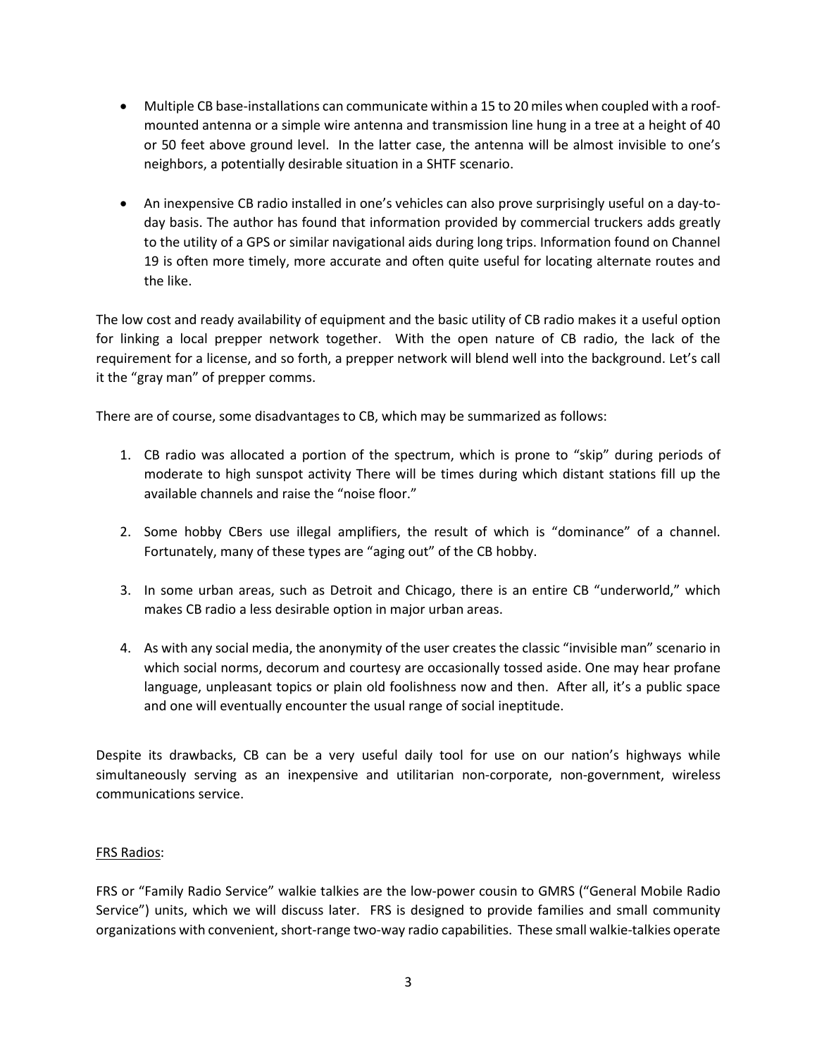- Multiple CB base-installations can communicate within a 15 to 20 miles when coupled with a roof-mounted antenna or a simple wire antenna and transmission line hung in a tree at a height of 40 or 50 feet above ground level. In the latter case, the antenna will be almost invisible to one's neighbors, a potentially desirable situation in a SHTF scenario.

- An inexpensive CB radio installed in one's vehicles can also prove surprisingly useful on a day-to-day basis. The author has found that information provided by commercial truckers adds greatly to the utility of a GPS or similar navigational aids during long trips. Information found on Channel 19 is often more timely, more accurate and often quite useful for locating alternate routes and the like.

The low cost and ready availability of equipment and the basic utility of CB radio makes it a useful option for linking a local prepper network together. With the open nature of CB radio, the lack of the requirement for a license, and so forth, a prepper network will blend well into the background. Let's call it the "gray man" of prepper comms.

There are of course, some disadvantages to CB, which may be summarized as follows:

1. CB radio was allocated a portion of the spectrum, which is prone to "skip" during periods of moderate to high sunspot activity There will be times during which distant stations fill up the available channels and raise the "noise floor."

2. Some hobby CBers use illegal amplifiers, the result of which is "dominance" of a channel. Fortunately, many of these types are "aging out" of the CB hobby.

3. In some urban areas, such as Detroit and Chicago, there is an entire CB "underworld," which makes CB radio a less desirable option in major urban areas.

4. As with any social media, the anonymity of the user creates the classic "invisible man" scenario in which social norms, decorum and courtesy are occasionally tossed aside. One may hear profane language, unpleasant topics or plain old foolishness now and then. After all, it's a public space and one will eventually encounter the usual range of social ineptitude.

Despite its drawbacks, CB can be a very useful daily tool for use on our nation's highways while simultaneously serving as an inexpensive and utilitarian non-corporate, non-government, wireless communications service.

<u>FRS Radios</u>:

FRS or "Family Radio Service" walkie talkies are the low-power cousin to GMRS ("General Mobile Radio Service") units, which we will discuss later. FRS is designed to provide families and small community organizations with convenient, short-range two-way radio capabilities. These small walkie-talkies operate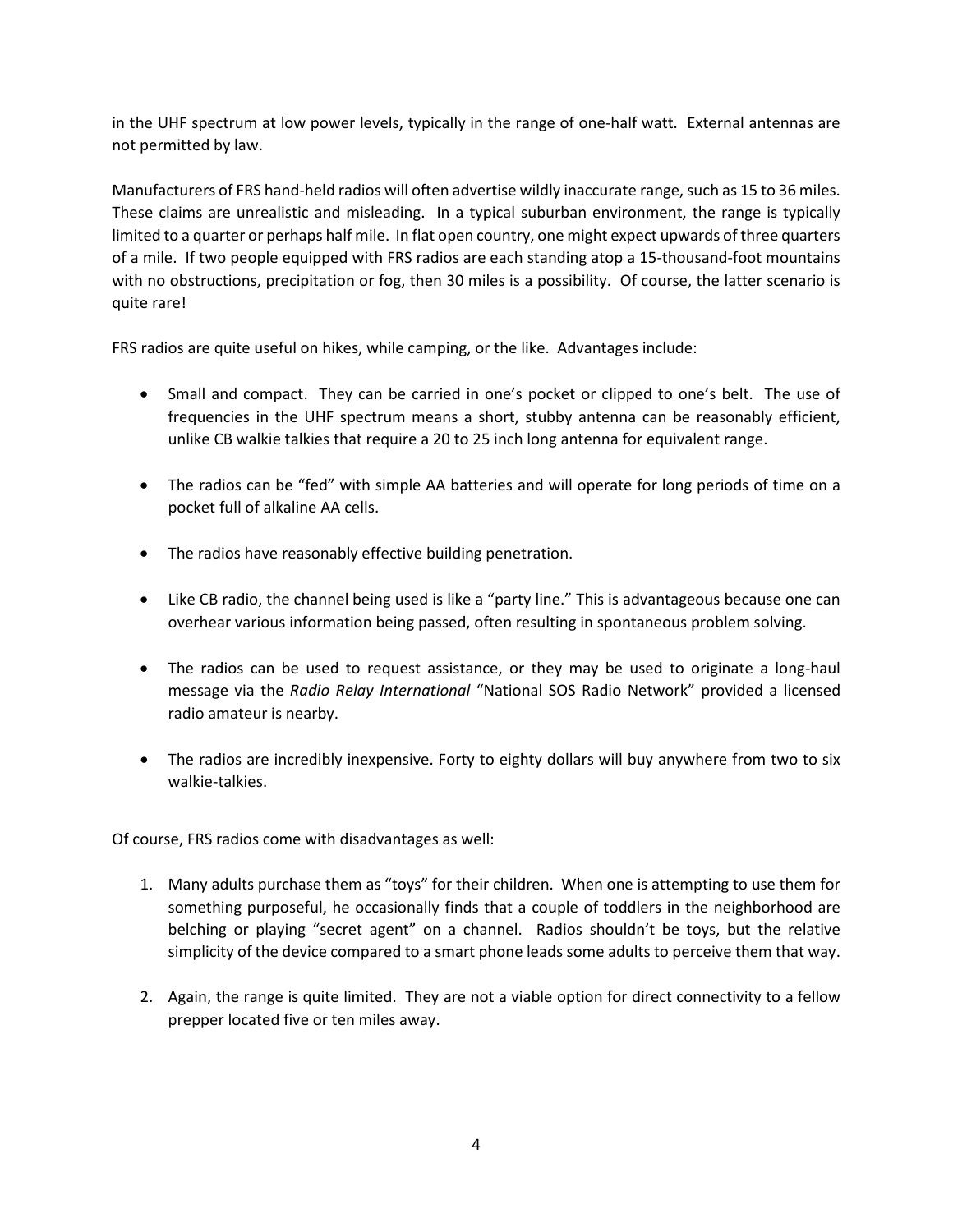in the UHF spectrum at low power levels, typically in the range of one-half watt. External antennas are not permitted by law.

Manufacturers of FRS hand-held radios will often advertise wildly inaccurate range, such as 15 to 36 miles. These claims are unrealistic and misleading. In a typical suburban environment, the range is typically limited to a quarter or perhaps half mile. In flat open country, one might expect upwards of three quarters of a mile. If two people equipped with FRS radios are each standing atop a 15-thousand-foot mountains with no obstructions, precipitation or fog, then 30 miles is a possibility. Of course, the latter scenario is quite rare!

FRS radios are quite useful on hikes, while camping, or the like. Advantages include:

- Small and compact. They can be carried in one's pocket or clipped to one's belt. The use of frequencies in the UHF spectrum means a short, stubby antenna can be reasonably efficient, unlike CB walkie talkies that require a 20 to 25 inch long antenna for equivalent range.

- The radios can be "fed" with simple AA batteries and will operate for long periods of time on a pocket full of alkaline AA cells.

- The radios have reasonably effective building penetration.

- Like CB radio, the channel being used is like a "party line." This is advantageous because one can overhear various information being passed, often resulting in spontaneous problem solving.

- The radios can be used to request assistance, or they may be used to originate a long-haul message via the *Radio Relay International* "National SOS Radio Network" provided a licensed radio amateur is nearby.

- The radios are incredibly inexpensive. Forty to eighty dollars will buy anywhere from two to six walkie-talkies.

Of course, FRS radios come with disadvantages as well:

1. Many adults purchase them as "toys" for their children. When one is attempting to use them for something purposeful, he occasionally finds that a couple of toddlers in the neighborhood are belching or playing "secret agent" on a channel. Radios shouldn't be toys, but the relative simplicity of the device compared to a smart phone leads some adults to perceive them that way.

2. Again, the range is quite limited. They are not a viable option for direct connectivity to a fellow prepper located five or ten miles away.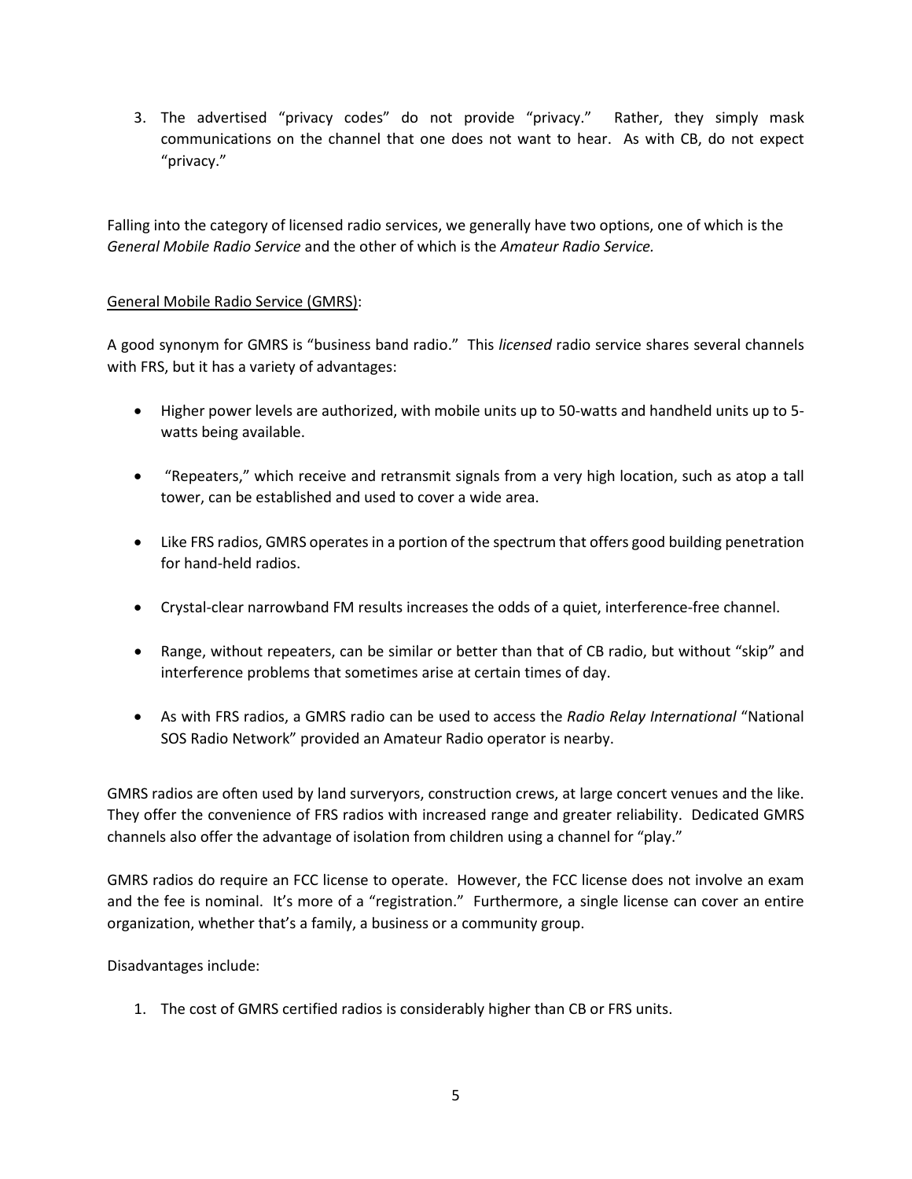3. The advertised "privacy codes" do not provide "privacy." Rather, they simply mask communications on the channel that one does not want to hear. As with CB, do not expect "privacy."

Falling into the category of licensed radio services, we generally have two options, one of which is the *General Mobile Radio Service* and the other of which is the *Amateur Radio Service.*

<u>General Mobile Radio Service (GMRS)</u>:

A good synonym for GMRS is "business band radio." This *licensed* radio service shares several channels with FRS, but it has a variety of advantages:

- Higher power levels are authorized, with mobile units up to 50-watts and handheld units up to 5-watts being available.
- "Repeaters," which receive and retransmit signals from a very high location, such as atop a tall tower, can be established and used to cover a wide area.
- Like FRS radios, GMRS operates in a portion of the spectrum that offers good building penetration for hand-held radios.
- Crystal-clear narrowband FM results increases the odds of a quiet, interference-free channel.
- Range, without repeaters, can be similar or better than that of CB radio, but without "skip" and interference problems that sometimes arise at certain times of day.
- As with FRS radios, a GMRS radio can be used to access the *Radio Relay International* "National SOS Radio Network" provided an Amateur Radio operator is nearby.

GMRS radios are often used by land surveryors, construction crews, at large concert venues and the like. They offer the convenience of FRS radios with increased range and greater reliability. Dedicated GMRS channels also offer the advantage of isolation from children using a channel for "play."

GMRS radios do require an FCC license to operate. However, the FCC license does not involve an exam and the fee is nominal. It's more of a "registration." Furthermore, a single license can cover an entire organization, whether that's a family, a business or a community group.

Disadvantages include:

1. The cost of GMRS certified radios is considerably higher than CB or FRS units.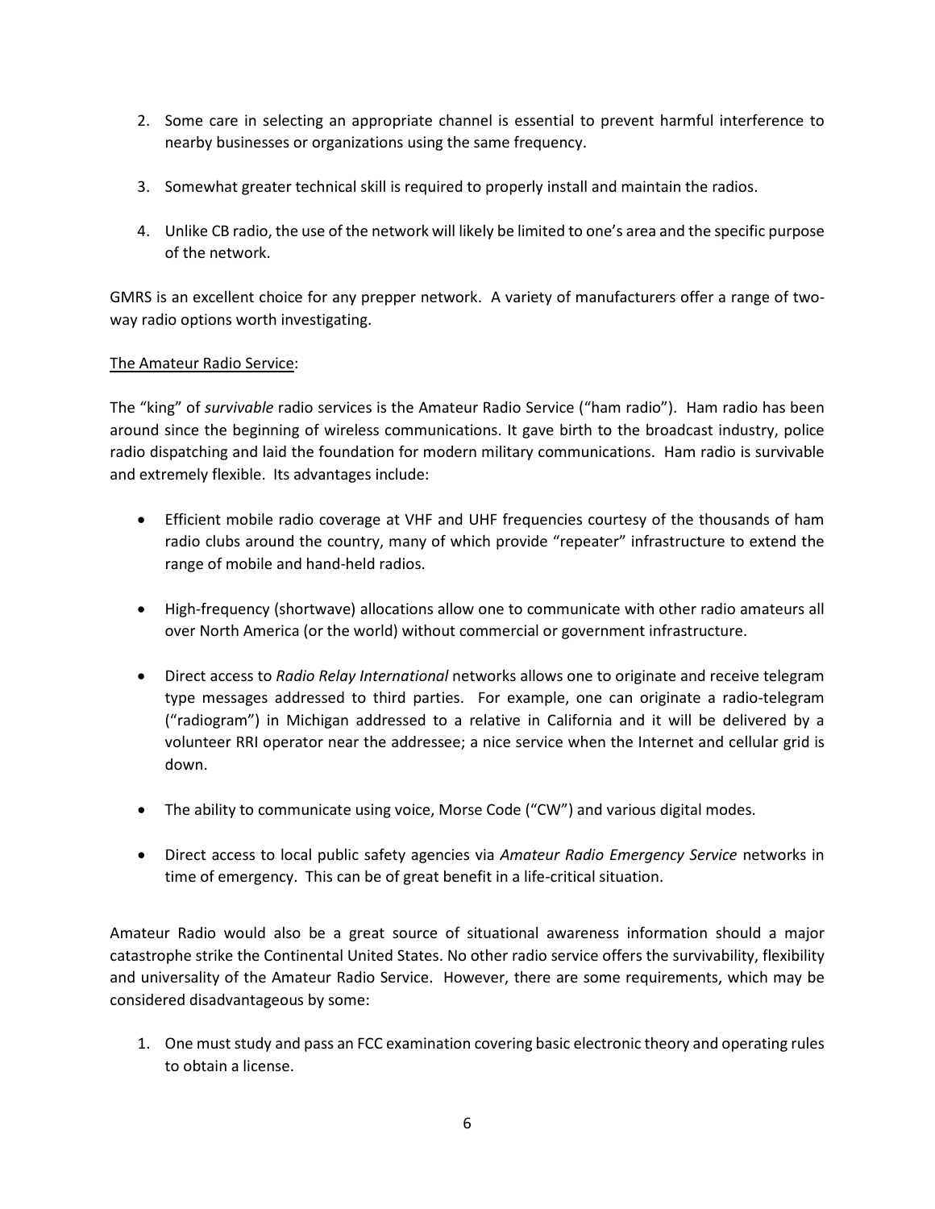2. Some care in selecting an appropriate channel is essential to prevent harmful interference to nearby businesses or organizations using the same frequency.

3. Somewhat greater technical skill is required to properly install and maintain the radios.

4. Unlike CB radio, the use of the network will likely be limited to one's area and the specific purpose of the network.

GMRS is an excellent choice for any prepper network. A variety of manufacturers offer a range of two-way radio options worth investigating.

<u>The Amateur Radio Service</u>:

The "king" of *survivable* radio services is the Amateur Radio Service ("ham radio"). Ham radio has been around since the beginning of wireless communications. It gave birth to the broadcast industry, police radio dispatching and laid the foundation for modern military communications. Ham radio is survivable and extremely flexible. Its advantages include:

- Efficient mobile radio coverage at VHF and UHF frequencies courtesy of the thousands of ham radio clubs around the country, many of which provide "repeater" infrastructure to extend the range of mobile and hand-held radios.

- High-frequency (shortwave) allocations allow one to communicate with other radio amateurs all over North America (or the world) without commercial or government infrastructure.

- Direct access to *Radio Relay International* networks allows one to originate and receive telegram type messages addressed to third parties. For example, one can originate a radio-telegram ("radiogram") in Michigan addressed to a relative in California and it will be delivered by a volunteer RRI operator near the addressee; a nice service when the Internet and cellular grid is down.

- The ability to communicate using voice, Morse Code ("CW") and various digital modes.

- Direct access to local public safety agencies via *Amateur Radio Emergency Service* networks in time of emergency. This can be of great benefit in a life-critical situation.

Amateur Radio would also be a great source of situational awareness information should a major catastrophe strike the Continental United States. No other radio service offers the survivability, flexibility and universality of the Amateur Radio Service. However, there are some requirements, which may be considered disadvantageous by some:

1. One must study and pass an FCC examination covering basic electronic theory and operating rules to obtain a license.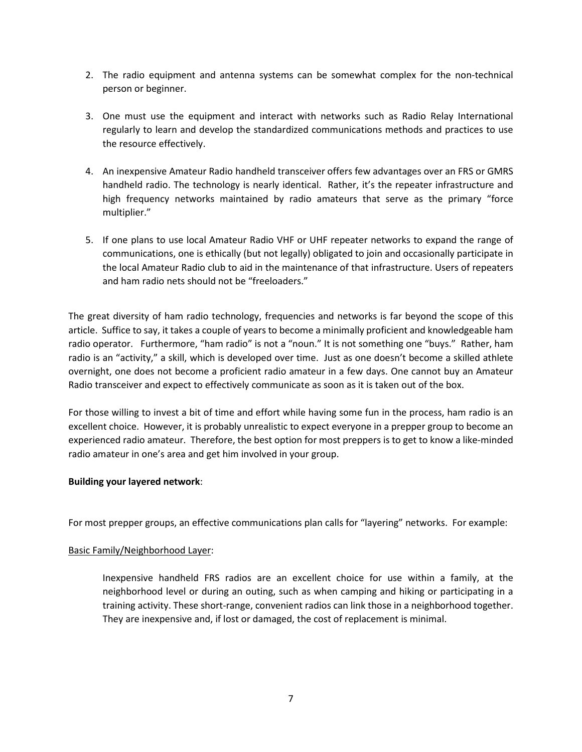2. The radio equipment and antenna systems can be somewhat complex for the non-technical person or beginner.

3. One must use the equipment and interact with networks such as Radio Relay International regularly to learn and develop the standardized communications methods and practices to use the resource effectively.

4. An inexpensive Amateur Radio handheld transceiver offers few advantages over an FRS or GMRS handheld radio. The technology is nearly identical. Rather, it's the repeater infrastructure and high frequency networks maintained by radio amateurs that serve as the primary "force multiplier."

5. If one plans to use local Amateur Radio VHF or UHF repeater networks to expand the range of communications, one is ethically (but not legally) obligated to join and occasionally participate in the local Amateur Radio club to aid in the maintenance of that infrastructure. Users of repeaters and ham radio nets should not be "freeloaders."

The great diversity of ham radio technology, frequencies and networks is far beyond the scope of this article. Suffice to say, it takes a couple of years to become a minimally proficient and knowledgeable ham radio operator. Furthermore, "ham radio" is not a "noun." It is not something one "buys." Rather, ham radio is an "activity," a skill, which is developed over time. Just as one doesn't become a skilled athlete overnight, one does not become a proficient radio amateur in a few days. One cannot buy an Amateur Radio transceiver and expect to effectively communicate as soon as it is taken out of the box.

For those willing to invest a bit of time and effort while having some fun in the process, ham radio is an excellent choice. However, it is probably unrealistic to expect everyone in a prepper group to become an experienced radio amateur. Therefore, the best option for most preppers is to get to know a like-minded radio amateur in one's area and get him involved in your group.

**Building your layered network**:

For most prepper groups, an effective communications plan calls for "layering" networks. For example:

Basic Family/Neighborhood Layer:

> Inexpensive handheld FRS radios are an excellent choice for use within a family, at the neighborhood level or during an outing, such as when camping and hiking or participating in a training activity. These short-range, convenient radios can link those in a neighborhood together. They are inexpensive and, if lost or damaged, the cost of replacement is minimal.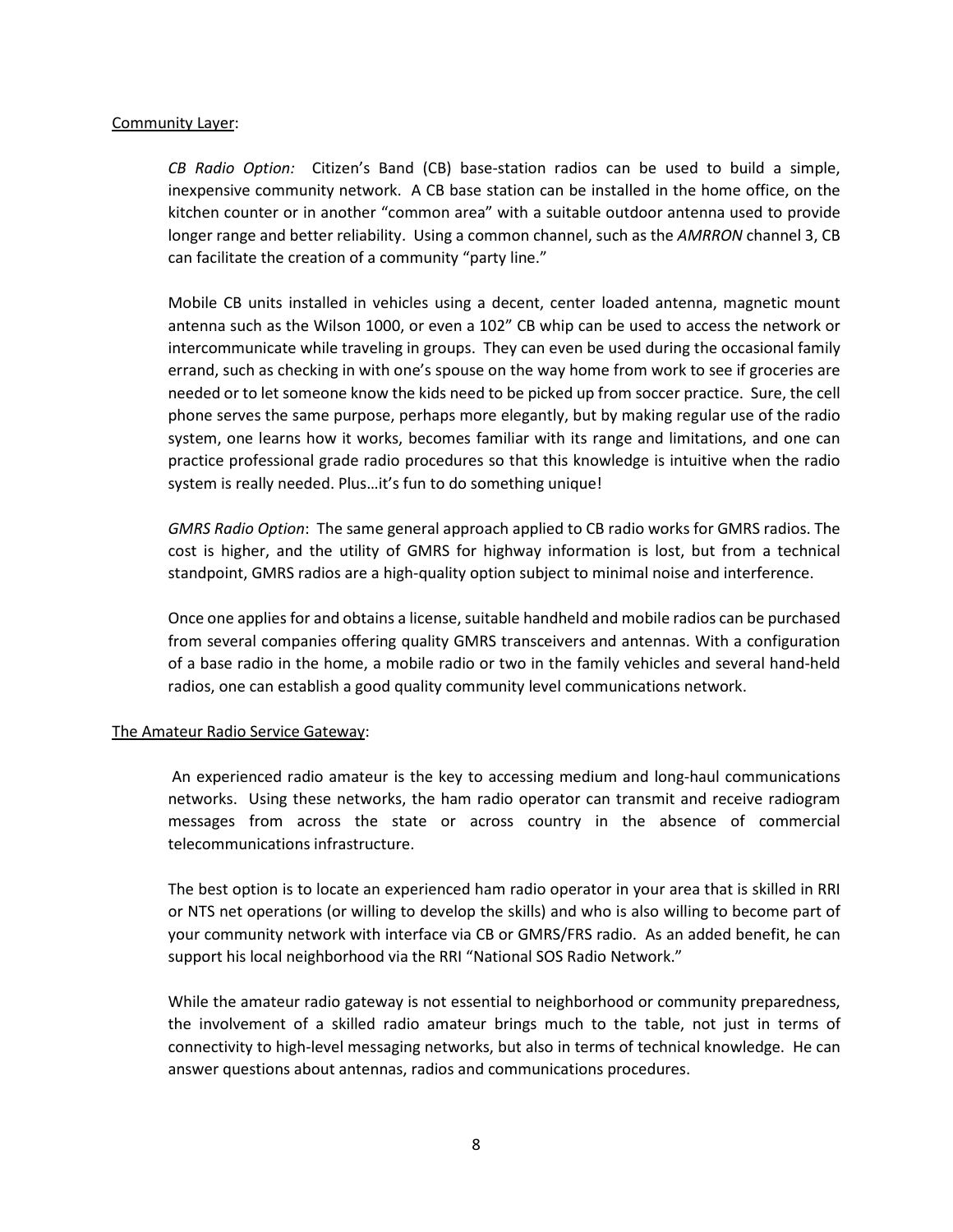Community Layer:

*CB Radio Option:* Citizen's Band (CB) base-station radios can be used to build a simple, inexpensive community network. A CB base station can be installed in the home office, on the kitchen counter or in another "common area" with a suitable outdoor antenna used to provide longer range and better reliability. Using a common channel, such as the *AMRRON* channel 3, CB can facilitate the creation of a community "party line."

Mobile CB units installed in vehicles using a decent, center loaded antenna, magnetic mount antenna such as the Wilson 1000, or even a 102" CB whip can be used to access the network or intercommunicate while traveling in groups. They can even be used during the occasional family errand, such as checking in with one's spouse on the way home from work to see if groceries are needed or to let someone know the kids need to be picked up from soccer practice. Sure, the cell phone serves the same purpose, perhaps more elegantly, but by making regular use of the radio system, one learns how it works, becomes familiar with its range and limitations, and one can practice professional grade radio procedures so that this knowledge is intuitive when the radio system is really needed. Plus…it's fun to do something unique!

*GMRS Radio Option*: The same general approach applied to CB radio works for GMRS radios. The cost is higher, and the utility of GMRS for highway information is lost, but from a technical standpoint, GMRS radios are a high-quality option subject to minimal noise and interference.

Once one applies for and obtains a license, suitable handheld and mobile radios can be purchased from several companies offering quality GMRS transceivers and antennas. With a configuration of a base radio in the home, a mobile radio or two in the family vehicles and several hand-held radios, one can establish a good quality community level communications network.

The Amateur Radio Service Gateway:

An experienced radio amateur is the key to accessing medium and long-haul communications networks. Using these networks, the ham radio operator can transmit and receive radiogram messages from across the state or across country in the absence of commercial telecommunications infrastructure.

The best option is to locate an experienced ham radio operator in your area that is skilled in RRI or NTS net operations (or willing to develop the skills) and who is also willing to become part of your community network with interface via CB or GMRS/FRS radio. As an added benefit, he can support his local neighborhood via the RRI "National SOS Radio Network."

While the amateur radio gateway is not essential to neighborhood or community preparedness, the involvement of a skilled radio amateur brings much to the table, not just in terms of connectivity to high-level messaging networks, but also in terms of technical knowledge. He can answer questions about antennas, radios and communications procedures.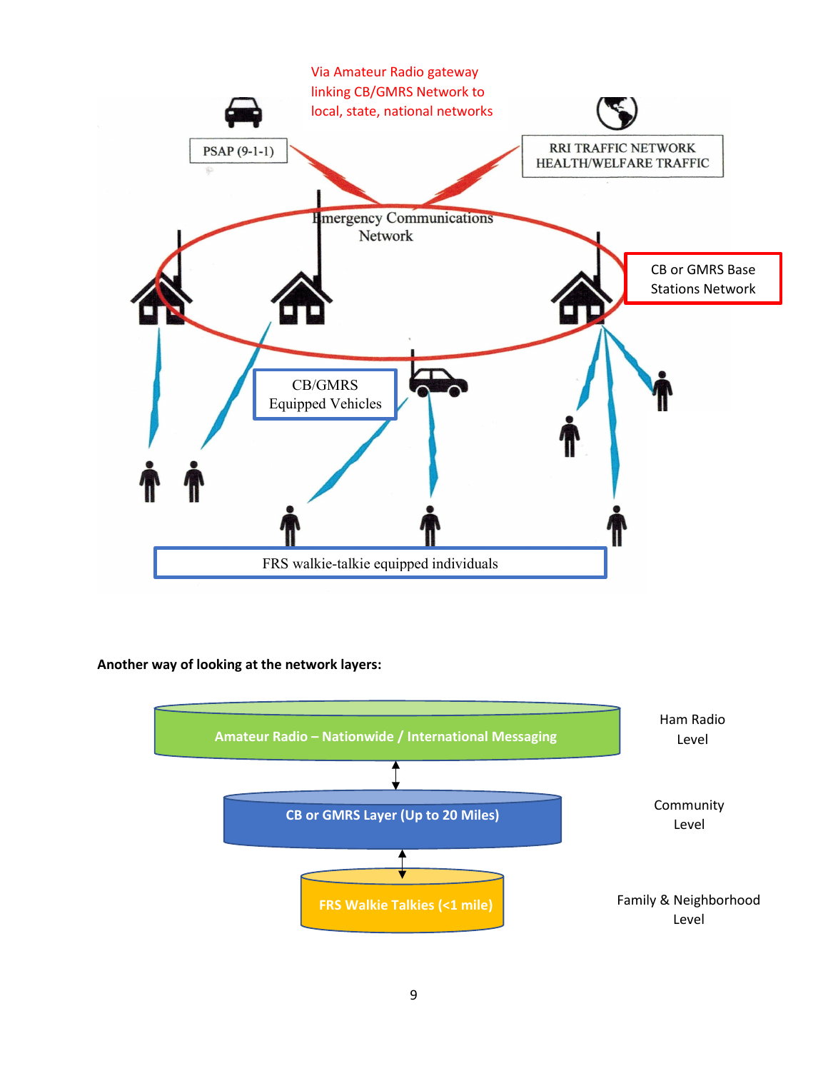Via Amateur Radio gateway linking CB/GMRS Network to local, state, national networks

PSAP (9-1-1)

RRI TRAFFIC NETWORK HEALTH/WELFARE TRAFFIC

Emergency Communications Network

CB or GMRS Base Stations Network

CB/GMRS Equipped Vehicles

FRS walkie-talkie equipped individuals

**Another way of looking at the network layers:**

| Layer | Level |
|---|---|
| Amateur Radio – Nationwide / International Messaging | Ham Radio Level |
| CB or GMRS Layer (Up to 20 Miles) | Community Level |
| FRS Walkie Talkies (<1 mile) | Family & Neighborhood Level |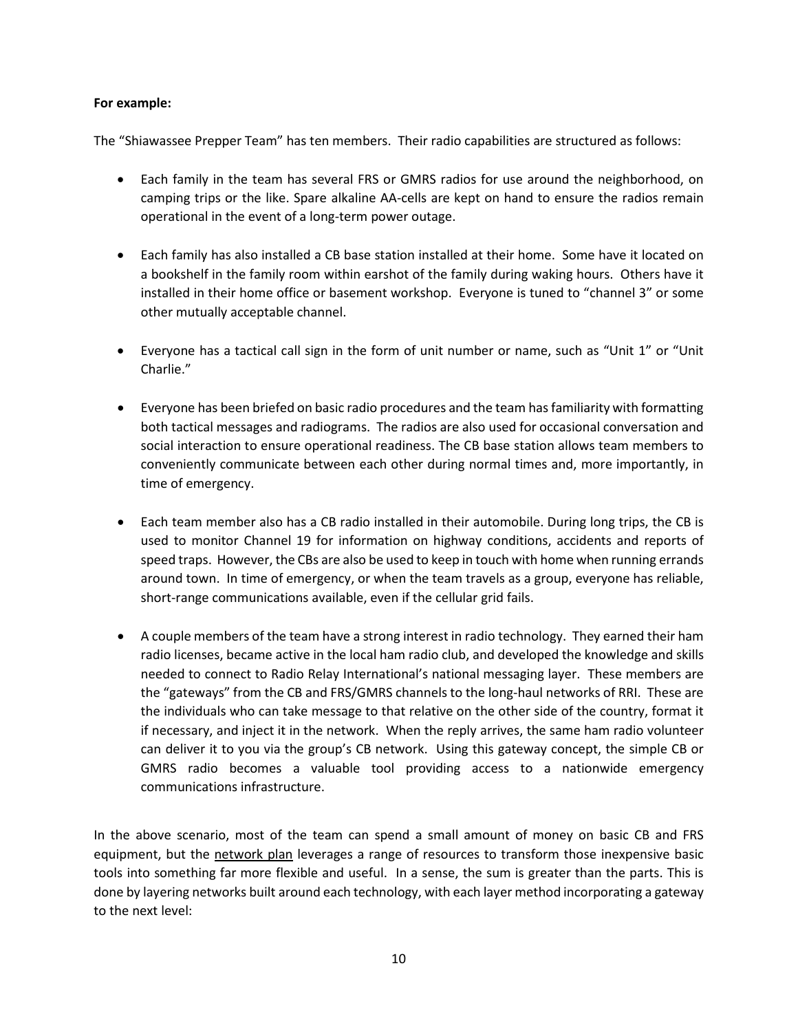**For example:**

The "Shiawassee Prepper Team" has ten members. Their radio capabilities are structured as follows:

- Each family in the team has several FRS or GMRS radios for use around the neighborhood, on camping trips or the like. Spare alkaline AA-cells are kept on hand to ensure the radios remain operational in the event of a long-term power outage.

- Each family has also installed a CB base station installed at their home. Some have it located on a bookshelf in the family room within earshot of the family during waking hours. Others have it installed in their home office or basement workshop. Everyone is tuned to "channel 3" or some other mutually acceptable channel.

- Everyone has a tactical call sign in the form of unit number or name, such as "Unit 1" or "Unit Charlie."

- Everyone has been briefed on basic radio procedures and the team has familiarity with formatting both tactical messages and radiograms. The radios are also used for occasional conversation and social interaction to ensure operational readiness. The CB base station allows team members to conveniently communicate between each other during normal times and, more importantly, in time of emergency.

- Each team member also has a CB radio installed in their automobile. During long trips, the CB is used to monitor Channel 19 for information on highway conditions, accidents and reports of speed traps. However, the CBs are also be used to keep in touch with home when running errands around town. In time of emergency, or when the team travels as a group, everyone has reliable, short-range communications available, even if the cellular grid fails.

- A couple members of the team have a strong interest in radio technology. They earned their ham radio licenses, became active in the local ham radio club, and developed the knowledge and skills needed to connect to Radio Relay International's national messaging layer. These members are the "gateways" from the CB and FRS/GMRS channels to the long-haul networks of RRI. These are the individuals who can take message to that relative on the other side of the country, format it if necessary, and inject it in the network. When the reply arrives, the same ham radio volunteer can deliver it to you via the group's CB network. Using this gateway concept, the simple CB or GMRS radio becomes a valuable tool providing access to a nationwide emergency communications infrastructure.

In the above scenario, most of the team can spend a small amount of money on basic CB and FRS equipment, but the network plan leverages a range of resources to transform those inexpensive basic tools into something far more flexible and useful. In a sense, the sum is greater than the parts. This is done by layering networks built around each technology, with each layer method incorporating a gateway to the next level: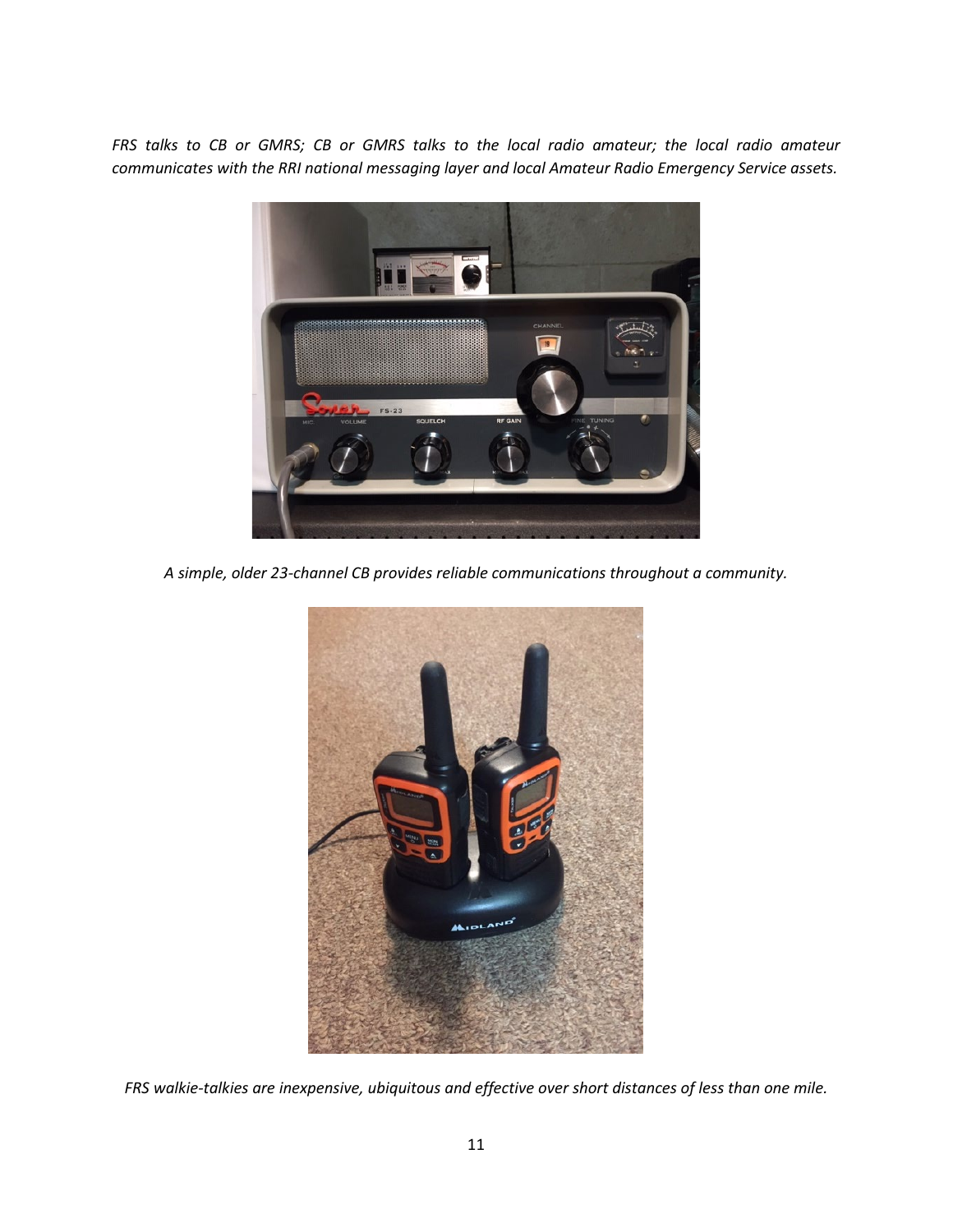*FRS talks to CB or GMRS; CB or GMRS talks to the local radio amateur; the local radio amateur communicates with the RRI national messaging layer and local Amateur Radio Emergency Service assets.*

*A simple, older 23-channel CB provides reliable communications throughout a community.*

*FRS walkie-talkies are inexpensive, ubiquitous and effective over short distances of less than one mile.*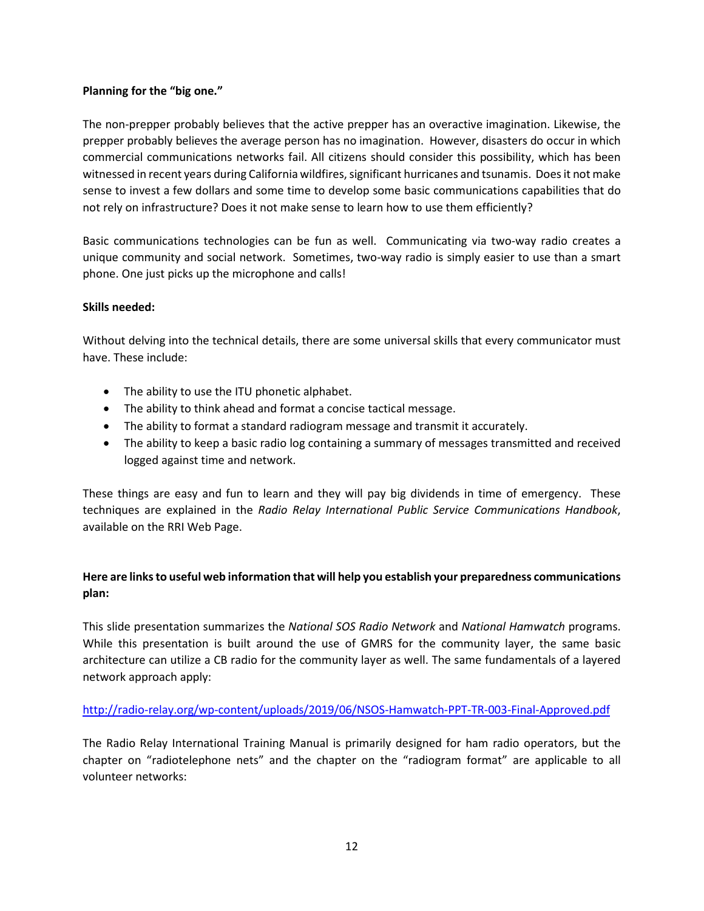**Planning for the "big one."**

The non-prepper probably believes that the active prepper has an overactive imagination. Likewise, the prepper probably believes the average person has no imagination. However, disasters do occur in which commercial communications networks fail. All citizens should consider this possibility, which has been witnessed in recent years during California wildfires, significant hurricanes and tsunamis. Does it not make sense to invest a few dollars and some time to develop some basic communications capabilities that do not rely on infrastructure? Does it not make sense to learn how to use them efficiently?

Basic communications technologies can be fun as well. Communicating via two-way radio creates a unique community and social network. Sometimes, two-way radio is simply easier to use than a smart phone. One just picks up the microphone and calls!

**Skills needed:**

Without delving into the technical details, there are some universal skills that every communicator must have. These include:

- The ability to use the ITU phonetic alphabet.
- The ability to think ahead and format a concise tactical message.
- The ability to format a standard radiogram message and transmit it accurately.
- The ability to keep a basic radio log containing a summary of messages transmitted and received logged against time and network.

These things are easy and fun to learn and they will pay big dividends in time of emergency. These techniques are explained in the *Radio Relay International Public Service Communications Handbook*, available on the RRI Web Page.

**Here are links to useful web information that will help you establish your preparedness communications plan:**

This slide presentation summarizes the *National SOS Radio Network* and *National Hamwatch* programs. While this presentation is built around the use of GMRS for the community layer, the same basic architecture can utilize a CB radio for the community layer as well. The same fundamentals of a layered network approach apply:

http://radio-relay.org/wp-content/uploads/2019/06/NSOS-Hamwatch-PPT-TR-003-Final-Approved.pdf

The Radio Relay International Training Manual is primarily designed for ham radio operators, but the chapter on "radiotelephone nets" and the chapter on the "radiogram format" are applicable to all volunteer networks: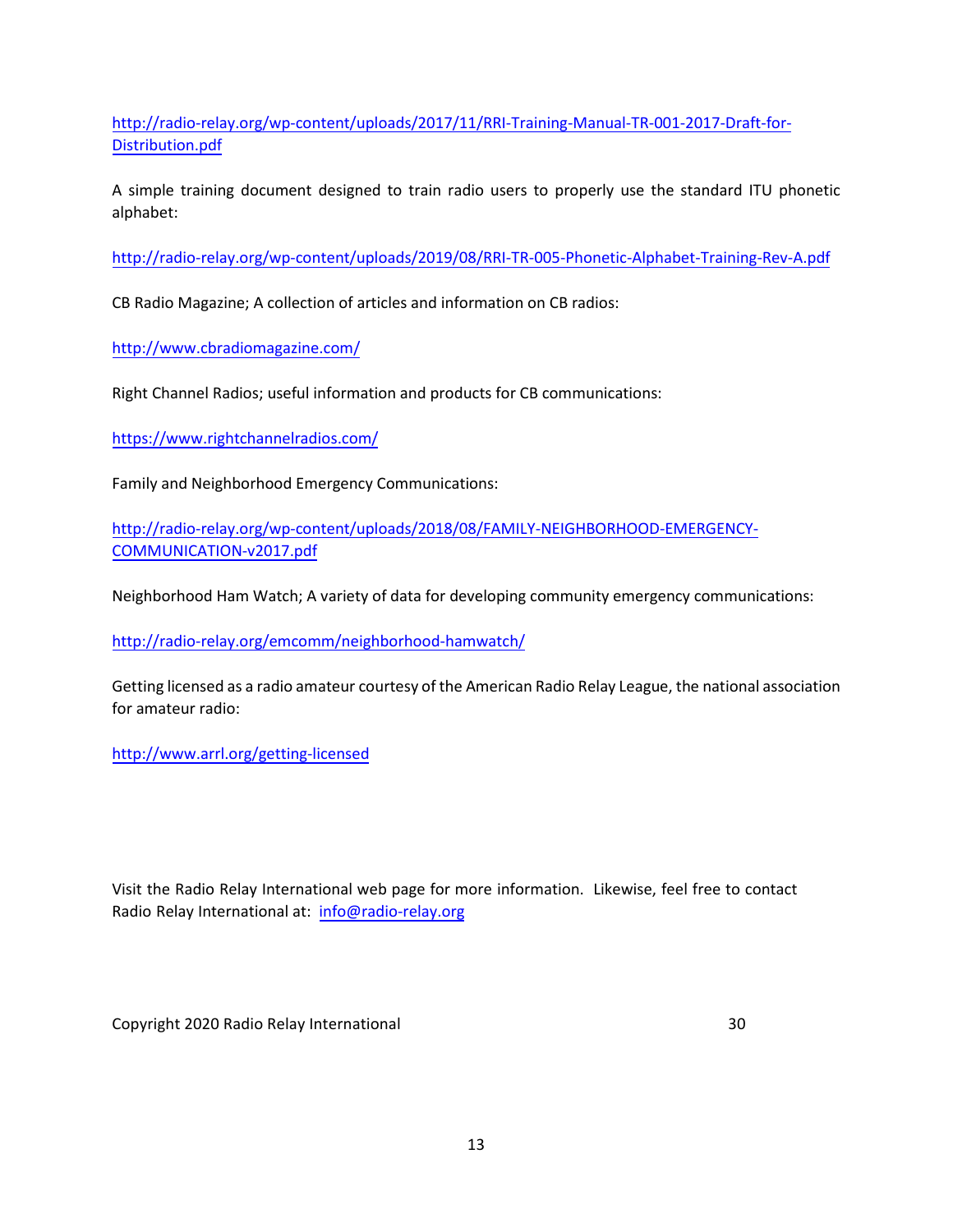http://radio-relay.org/wp-content/uploads/2017/11/RRI-Training-Manual-TR-001-2017-Draft-for-Distribution.pdf

A simple training document designed to train radio users to properly use the standard ITU phonetic alphabet:

http://radio-relay.org/wp-content/uploads/2019/08/RRI-TR-005-Phonetic-Alphabet-Training-Rev-A.pdf

CB Radio Magazine; A collection of articles and information on CB radios:

http://www.cbradiomagazine.com/

Right Channel Radios; useful information and products for CB communications:

https://www.rightchannelradios.com/

Family and Neighborhood Emergency Communications:

http://radio-relay.org/wp-content/uploads/2018/08/FAMILY-NEIGHBORHOOD-EMERGENCY-COMMUNICATION-v2017.pdf

Neighborhood Ham Watch; A variety of data for developing community emergency communications:

http://radio-relay.org/emcomm/neighborhood-hamwatch/

Getting licensed as a radio amateur courtesy of the American Radio Relay League, the national association for amateur radio:

http://www.arrl.org/getting-licensed

Visit the Radio Relay International web page for more information. Likewise, feel free to contact Radio Relay International at: info@radio-relay.org

Copyright 2020 Radio Relay International